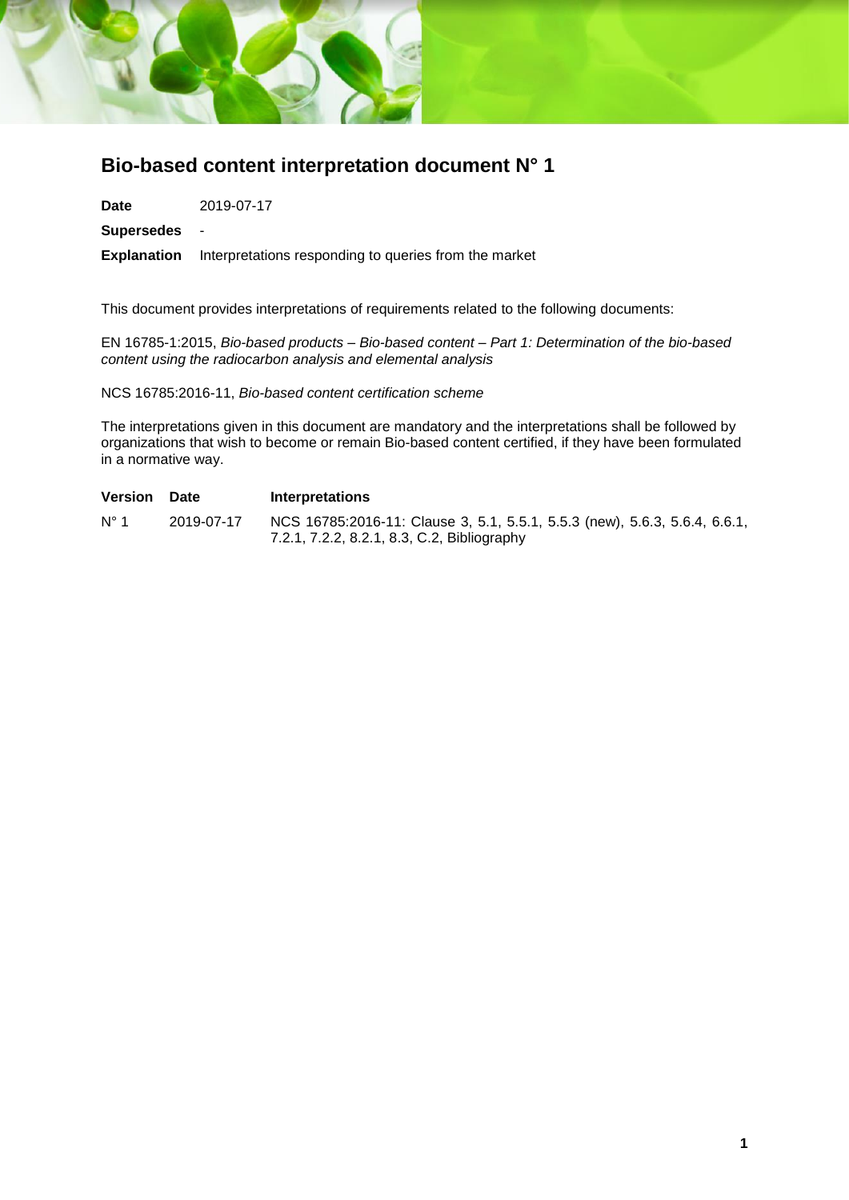# Bio-based content interpretation document N° 1

**Date** 2019-07-17

**Supersedes** -

**Explanation** Interpretations responding to queries from the market

This document provides interpretations of requirements related to the following documents:

EN 16785-1:2015, *Bio-based products – Bio-based content – Part 1: Determination of the bio-based content using the radiocarbon analysis and elemental analysis*

NCS 16785:2016-11, *Bio-based content certification scheme*

The interpretations given in this document are mandatory and the interpretations shall be followed by organizations that wish to become or remain Bio-based content certified, if they have been formulated in a normative way.

| Version | Date | Interpretations |
|---|---|---|
| N° 1 | 2019-07-17 | NCS 16785:2016-11: Clause 3, 5.1, 5.5.1, 5.5.3 (new), 5.6.3, 5.6.4, 6.6.1, 7.2.1, 7.2.2, 8.2.1, 8.3, C.2, Bibliography |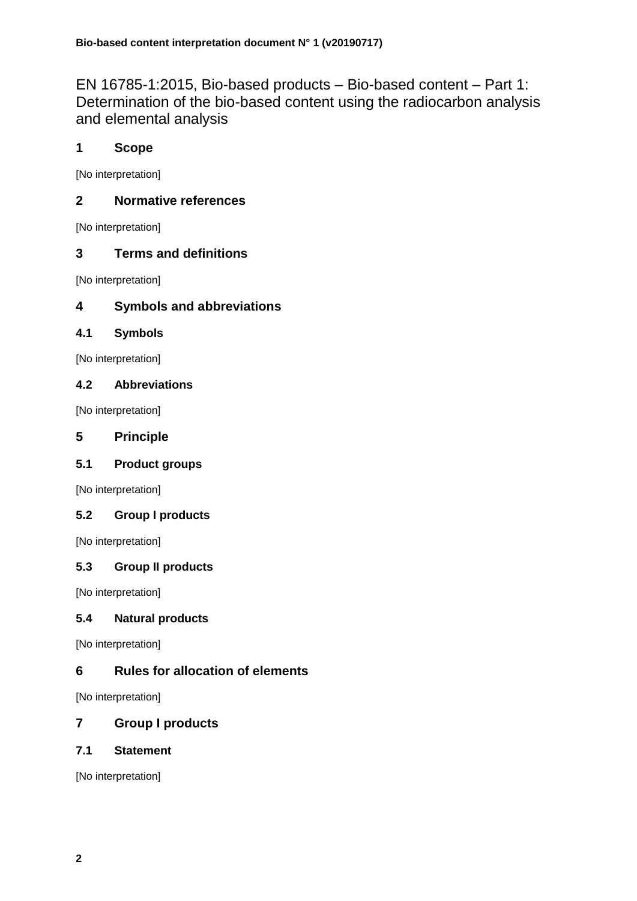# EN 16785-1:2015, Bio-based products – Bio-based content – Part 1: Determination of the bio-based content using the radiocarbon analysis and elemental analysis

## 1 Scope

[No interpretation]

## 2 Normative references

[No interpretation]

## 3 Terms and definitions

[No interpretation]

## 4 Symbols and abbreviations

### 4.1 Symbols

[No interpretation]

### 4.2 Abbreviations

[No interpretation]

## 5 Principle

### 5.1 Product groups

[No interpretation]

### 5.2 Group I products

[No interpretation]

### 5.3 Group II products

[No interpretation]

### 5.4 Natural products

[No interpretation]

## 6 Rules for allocation of elements

[No interpretation]

## 7 Group I products

### 7.1 Statement

[No interpretation]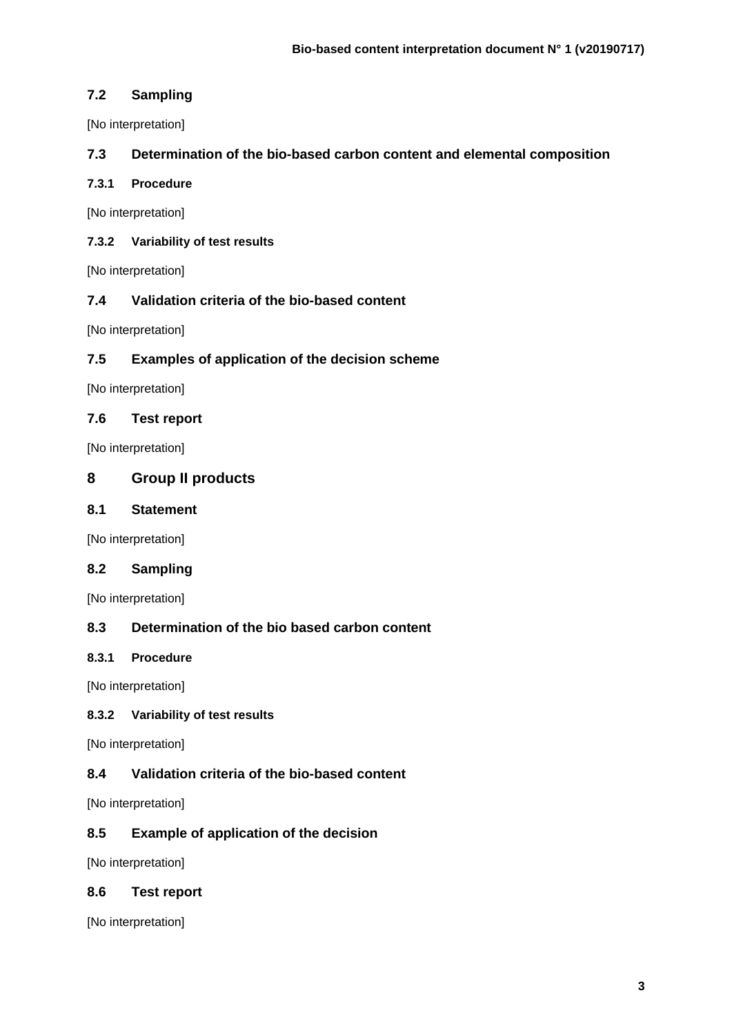### 7.2 Sampling

[No interpretation]

### 7.3 Determination of the bio-based carbon content and elemental composition

#### 7.3.1 Procedure

[No interpretation]

#### 7.3.2 Variability of test results

[No interpretation]

### 7.4 Validation criteria of the bio-based content

[No interpretation]

### 7.5 Examples of application of the decision scheme

[No interpretation]

### 7.6 Test report

[No interpretation]

## 8 Group II products

### 8.1 Statement

[No interpretation]

### 8.2 Sampling

[No interpretation]

### 8.3 Determination of the bio based carbon content

#### 8.3.1 Procedure

[No interpretation]

#### 8.3.2 Variability of test results

[No interpretation]

### 8.4 Validation criteria of the bio-based content

[No interpretation]

### 8.5 Example of application of the decision

[No interpretation]

### 8.6 Test report

[No interpretation]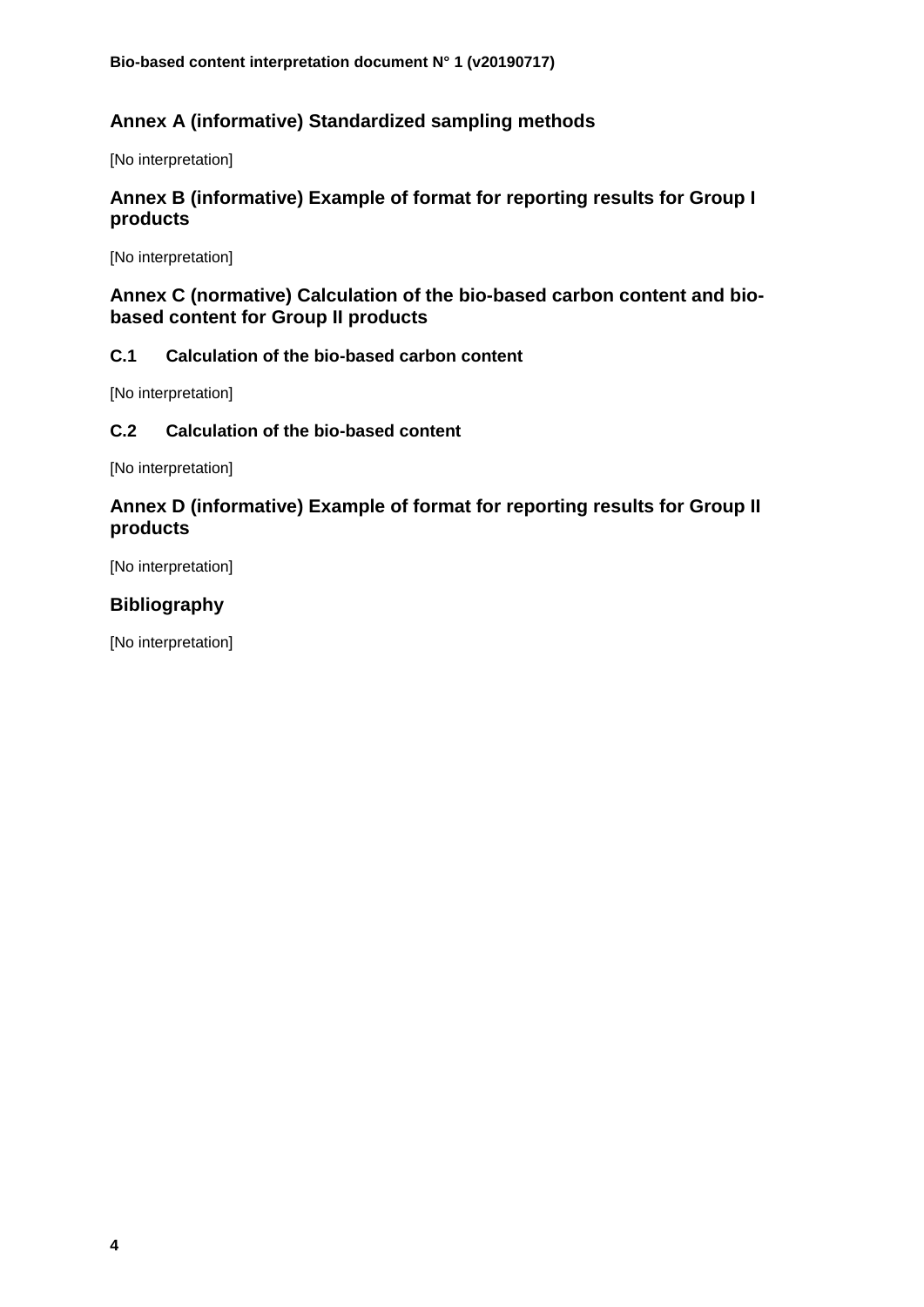## Annex A (informative) Standardized sampling methods

[No interpretation]

## Annex B (informative) Example of format for reporting results for Group I products

[No interpretation]

## Annex C (normative) Calculation of the bio-based carbon content and bio-based content for Group II products

### C.1 Calculation of the bio-based carbon content

[No interpretation]

### C.2 Calculation of the bio-based content

[No interpretation]

## Annex D (informative) Example of format for reporting results for Group II products

[No interpretation]

## Bibliography

[No interpretation]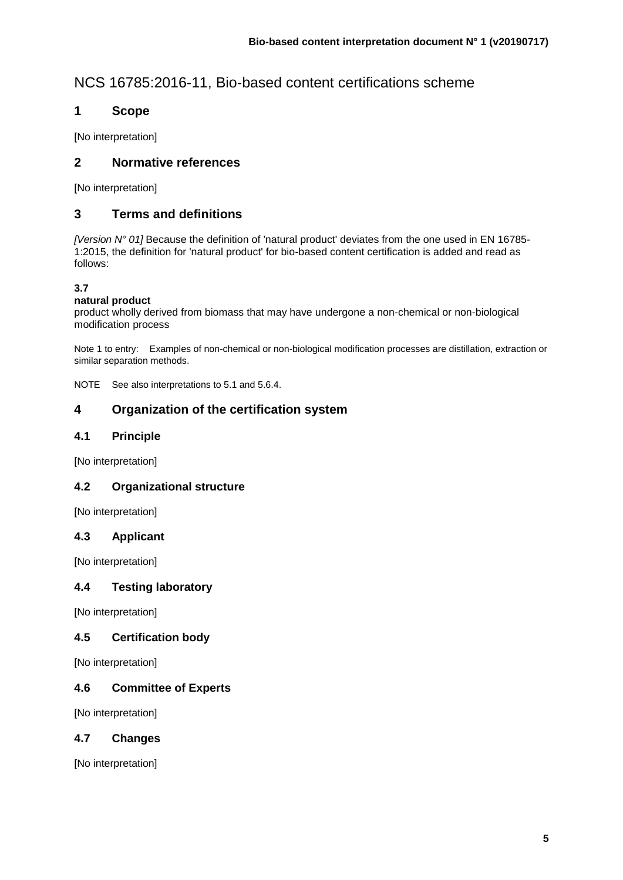# NCS 16785:2016-11, Bio-based content certifications scheme

## 1 Scope

[No interpretation]

## 2 Normative references

[No interpretation]

## 3 Terms and definitions

*[Version N° 01]* Because the definition of 'natural product' deviates from the one used in EN 16785-1:2015, the definition for 'natural product' for bio-based content certification is added and read as follows:

**3.7**
**natural product**
product wholly derived from biomass that may have undergone a non-chemical or non-biological modification process

Note 1 to entry: Examples of non-chemical or non-biological modification processes are distillation, extraction or similar separation methods.

NOTE See also interpretations to 5.1 and 5.6.4.

## 4 Organization of the certification system

### 4.1 Principle

[No interpretation]

### 4.2 Organizational structure

[No interpretation]

### 4.3 Applicant

[No interpretation]

### 4.4 Testing laboratory

[No interpretation]

### 4.5 Certification body

[No interpretation]

### 4.6 Committee of Experts

[No interpretation]

### 4.7 Changes

[No interpretation]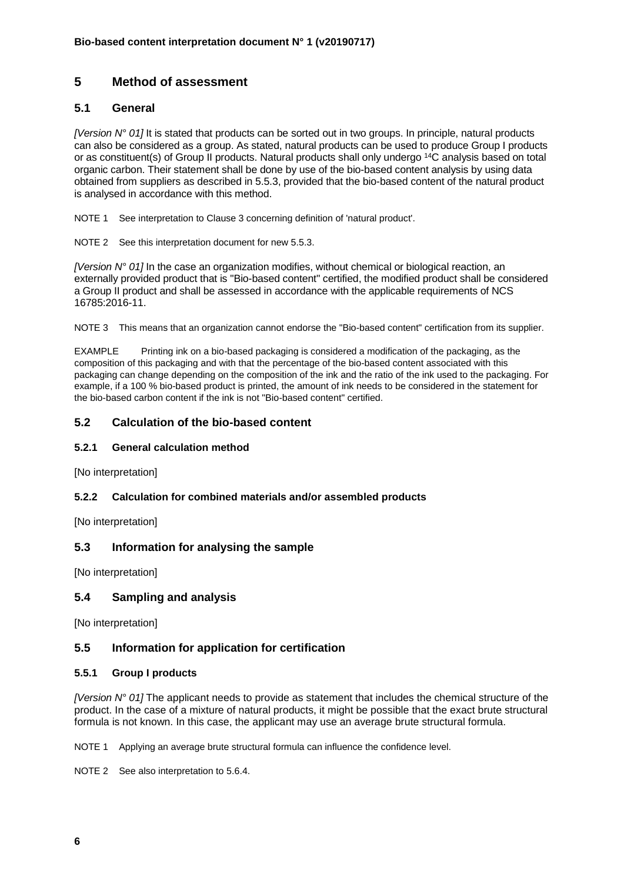# 5 Method of assessment

## 5.1 General

*[Version N° 01]* It is stated that products can be sorted out in two groups. In principle, natural products can also be considered as a group. As stated, natural products can be used to produce Group I products or as constituent(s) of Group II products. Natural products shall only undergo $^{14}C$ analysis based on total organic carbon. Their statement shall be done by use of the bio-based content analysis by using data obtained from suppliers as described in 5.5.3, provided that the bio-based content of the natural product is analysed in accordance with this method.

NOTE 1 See interpretation to Clause 3 concerning definition of 'natural product'.

NOTE 2 See this interpretation document for new 5.5.3.

*[Version N° 01]* In the case an organization modifies, without chemical or biological reaction, an externally provided product that is "Bio-based content" certified, the modified product shall be considered a Group II product and shall be assessed in accordance with the applicable requirements of NCS 16785:2016-11.

NOTE 3 This means that an organization cannot endorse the "Bio-based content" certification from its supplier.

EXAMPLE Printing ink on a bio-based packaging is considered a modification of the packaging, as the composition of this packaging and with that the percentage of the bio-based content associated with this packaging can change depending on the composition of the ink and the ratio of the ink used to the packaging. For example, if a 100 % bio-based product is printed, the amount of ink needs to be considered in the statement for the bio-based carbon content if the ink is not "Bio-based content" certified.

## 5.2 Calculation of the bio-based content

### 5.2.1 General calculation method

[No interpretation]

### 5.2.2 Calculation for combined materials and/or assembled products

[No interpretation]

## 5.3 Information for analysing the sample

[No interpretation]

## 5.4 Sampling and analysis

[No interpretation]

## 5.5 Information for application for certification

### 5.5.1 Group I products

*[Version N° 01]* The applicant needs to provide as statement that includes the chemical structure of the product. In the case of a mixture of natural products, it might be possible that the exact brute structural formula is not known. In this case, the applicant may use an average brute structural formula.

NOTE 1 Applying an average brute structural formula can influence the confidence level.

NOTE 2 See also interpretation to 5.6.4.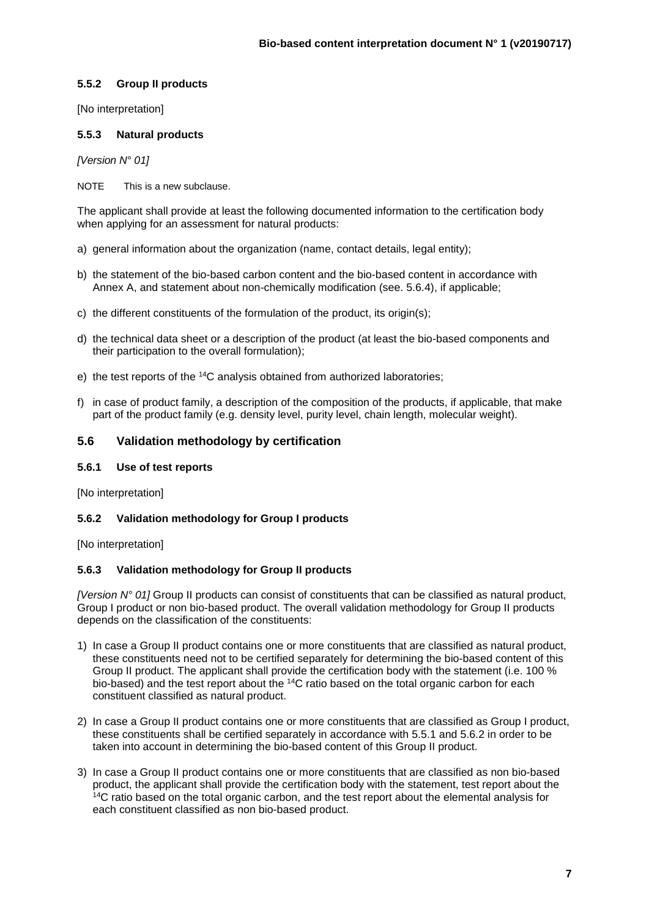### 5.5.2 Group II products

[No interpretation]

### 5.5.3 Natural products

*[Version N° 01]*

NOTE This is a new subclause.

The applicant shall provide at least the following documented information to the certification body when applying for an assessment for natural products:

a) general information about the organization (name, contact details, legal entity);

b) the statement of the bio-based carbon content and the bio-based content in accordance with Annex A, and statement about non-chemically modification (see. 5.6.4), if applicable;

c) the different constituents of the formulation of the product, its origin(s);

d) the technical data sheet or a description of the product (at least the bio-based components and their participation to the overall formulation);

e) the test reports of the $^{14}C$ analysis obtained from authorized laboratories;

f) in case of product family, a description of the composition of the products, if applicable, that make part of the product family (e.g. density level, purity level, chain length, molecular weight).

## 5.6 Validation methodology by certification

### 5.6.1 Use of test reports

[No interpretation]

### 5.6.2 Validation methodology for Group I products

[No interpretation]

### 5.6.3 Validation methodology for Group II products

*[Version N° 01]* Group II products can consist of constituents that can be classified as natural product, Group I product or non bio-based product. The overall validation methodology for Group II products depends on the classification of the constituents:

1) In case a Group II product contains one or more constituents that are classified as natural product, these constituents need not to be certified separately for determining the bio-based content of this Group II product. The applicant shall provide the certification body with the statement (i.e. 100 % bio-based) and the test report about the $^{14}C$ ratio based on the total organic carbon for each constituent classified as natural product.

2) In case a Group II product contains one or more constituents that are classified as Group I product, these constituents shall be certified separately in accordance with 5.5.1 and 5.6.2 in order to be taken into account in determining the bio-based content of this Group II product.

3) In case a Group II product contains one or more constituents that are classified as non bio-based product, the applicant shall provide the certification body with the statement, test report about the $^{14}C$ ratio based on the total organic carbon, and the test report about the elemental analysis for each constituent classified as non bio-based product.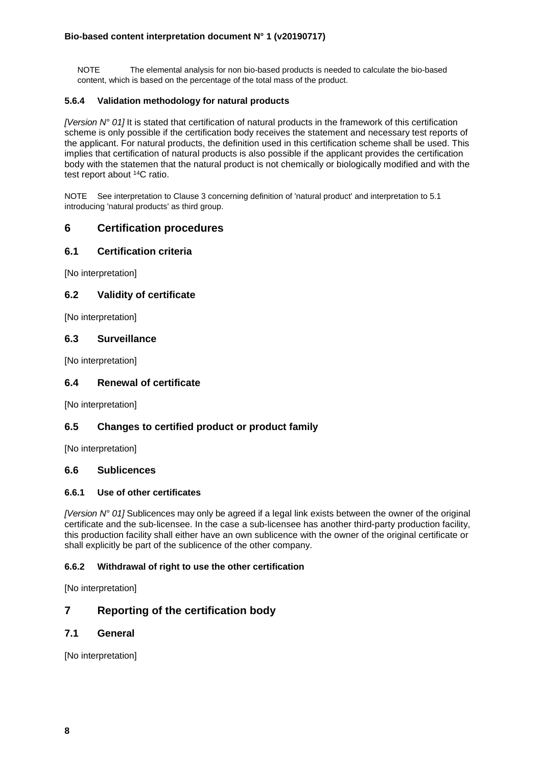NOTE The elemental analysis for non bio-based products is needed to calculate the bio-based content, which is based on the percentage of the total mass of the product.

#### 5.6.4 Validation methodology for natural products

*[Version N° 01]* It is stated that certification of natural products in the framework of this certification scheme is only possible if the certification body receives the statement and necessary test reports of the applicant. For natural products, the definition used in this certification scheme shall be used. This implies that certification of natural products is also possible if the applicant provides the certification body with the statemen that the natural product is not chemically or biologically modified and with the test report about $^{14}C$ ratio.

NOTE See interpretation to Clause 3 concerning definition of 'natural product' and interpretation to 5.1 introducing 'natural products' as third group.

## 6 Certification procedures

### 6.1 Certification criteria

[No interpretation]

### 6.2 Validity of certificate

[No interpretation]

### 6.3 Surveillance

[No interpretation]

### 6.4 Renewal of certificate

[No interpretation]

### 6.5 Changes to certified product or product family

[No interpretation]

### 6.6 Sublicences

#### 6.6.1 Use of other certificates

*[Version N° 01]* Sublicences may only be agreed if a legal link exists between the owner of the original certificate and the sub-licensee. In the case a sub-licensee has another third-party production facility, this production facility shall either have an own sublicence with the owner of the original certificate or shall explicitly be part of the sublicence of the other company.

#### 6.6.2 Withdrawal of right to use the other certification

[No interpretation]

## 7 Reporting of the certification body

### 7.1 General

[No interpretation]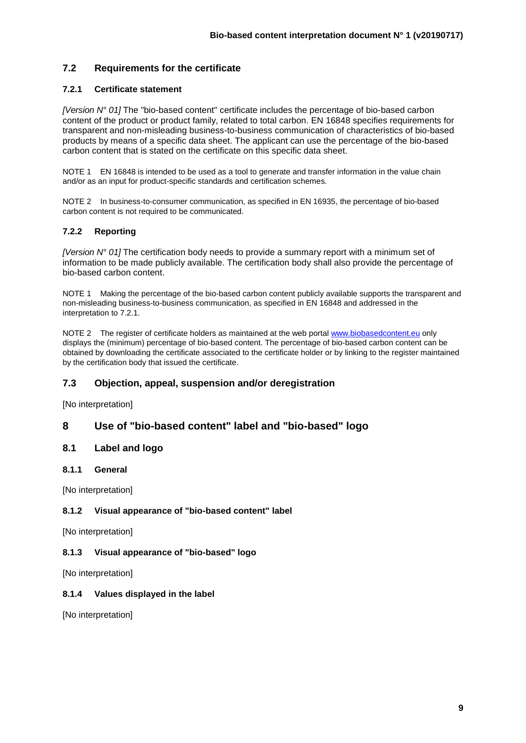## 7.2 Requirements for the certificate

### 7.2.1 Certificate statement

*[Version N° 01]* The "bio-based content" certificate includes the percentage of bio-based carbon content of the product or product family, related to total carbon. EN 16848 specifies requirements for transparent and non-misleading business-to-business communication of characteristics of bio-based products by means of a specific data sheet. The applicant can use the percentage of the bio-based carbon content that is stated on the certificate on this specific data sheet.

NOTE 1 EN 16848 is intended to be used as a tool to generate and transfer information in the value chain and/or as an input for product-specific standards and certification schemes.

NOTE 2 In business-to-consumer communication, as specified in EN 16935, the percentage of bio-based carbon content is not required to be communicated.

### 7.2.2 Reporting

*[Version N° 01]* The certification body needs to provide a summary report with a minimum set of information to be made publicly available. The certification body shall also provide the percentage of bio-based carbon content.

NOTE 1 Making the percentage of the bio-based carbon content publicly available supports the transparent and non-misleading business-to-business communication, as specified in EN 16848 and addressed in the interpretation to 7.2.1.

NOTE 2 The register of certificate holders as maintained at the web portal [www.biobasedcontent.eu](http://www.biobasedcontent.eu) only displays the (minimum) percentage of bio-based content. The percentage of bio-based carbon content can be obtained by downloading the certificate associated to the certificate holder or by linking to the register maintained by the certification body that issued the certificate.

## 7.3 Objection, appeal, suspension and/or deregistration

[No interpretation]

# 8 Use of "bio-based content" label and "bio-based" logo

## 8.1 Label and logo

### 8.1.1 General

[No interpretation]

### 8.1.2 Visual appearance of "bio-based content" label

[No interpretation]

### 8.1.3 Visual appearance of "bio-based" logo

[No interpretation]

### 8.1.4 Values displayed in the label

[No interpretation]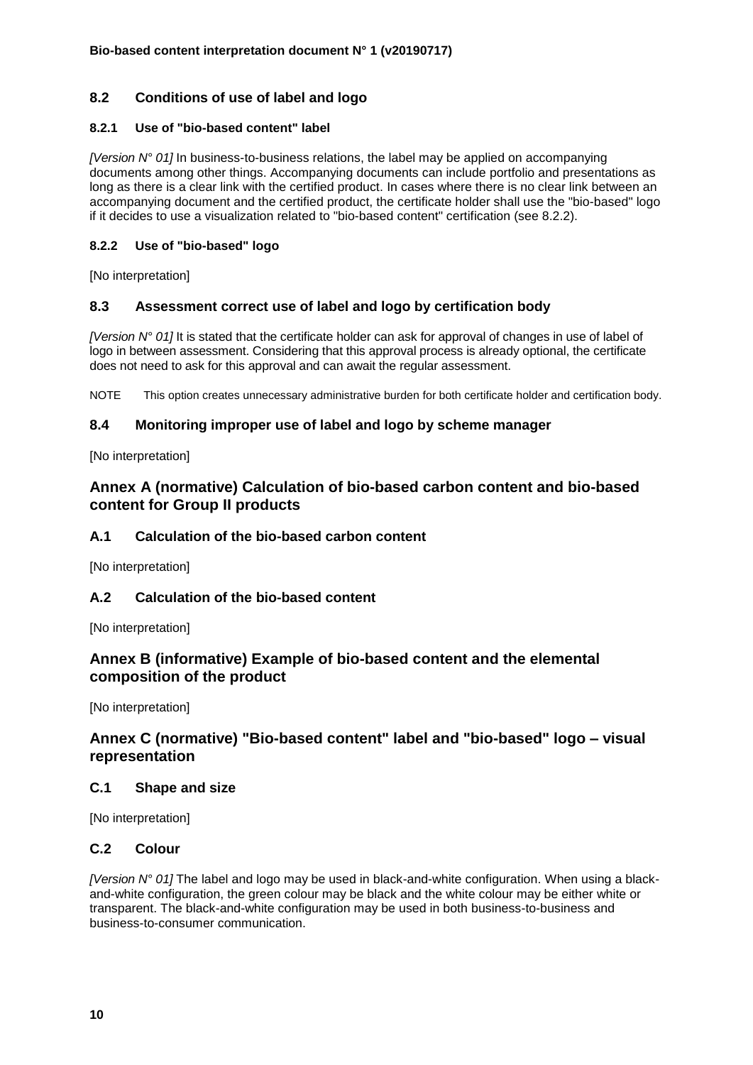## 8.2 Conditions of use of label and logo

### 8.2.1 Use of "bio-based content" label

*[Version N° 01]* In business-to-business relations, the label may be applied on accompanying documents among other things. Accompanying documents can include portfolio and presentations as long as there is a clear link with the certified product. In cases where there is no clear link between an accompanying document and the certified product, the certificate holder shall use the "bio-based" logo if it decides to use a visualization related to "bio-based content" certification (see 8.2.2).

### 8.2.2 Use of "bio-based" logo

[No interpretation]

## 8.3 Assessment correct use of label and logo by certification body

*[Version N° 01]* It is stated that the certificate holder can ask for approval of changes in use of label of logo in between assessment. Considering that this approval process is already optional, the certificate does not need to ask for this approval and can await the regular assessment.

NOTE This option creates unnecessary administrative burden for both certificate holder and certification body.

## 8.4 Monitoring improper use of label and logo by scheme manager

[No interpretation]

# Annex A (normative) Calculation of bio-based carbon content and bio-based content for Group II products

## A.1 Calculation of the bio-based carbon content

[No interpretation]

## A.2 Calculation of the bio-based content

[No interpretation]

# Annex B (informative) Example of bio-based content and the elemental composition of the product

[No interpretation]

# Annex C (normative) "Bio-based content" label and "bio-based" logo – visual representation

## C.1 Shape and size

[No interpretation]

## C.2 Colour

*[Version N° 01]* The label and logo may be used in black-and-white configuration. When using a black-and-white configuration, the green colour may be black and the white colour may be either white or transparent. The black-and-white configuration may be used in both business-to-business and business-to-consumer communication.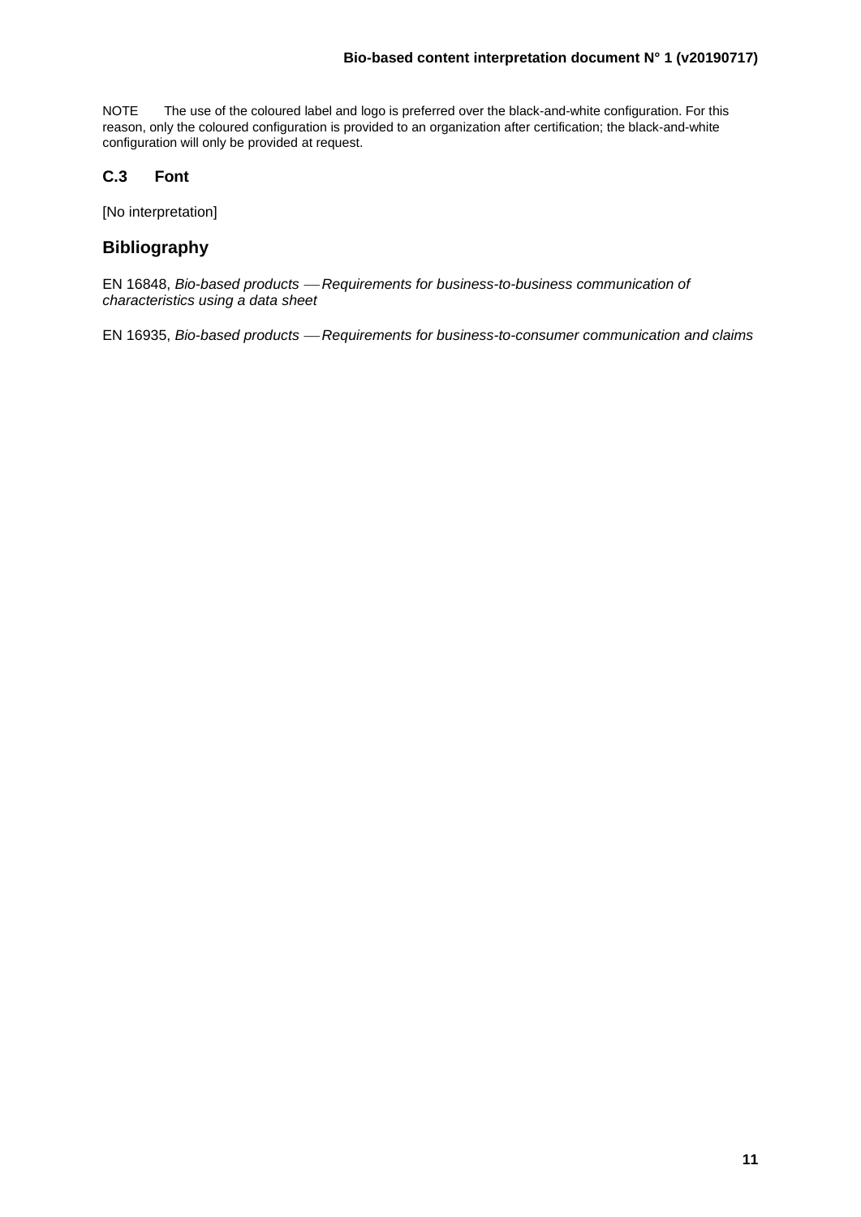NOTE The use of the coloured label and logo is preferred over the black-and-white configuration. For this reason, only the coloured configuration is provided to an organization after certification; the black-and-white configuration will only be provided at request.

## C.3 Font

[No interpretation]

## Bibliography

EN 16848, *Bio-based products — Requirements for business-to-business communication of characteristics using a data sheet*

EN 16935, *Bio-based products — Requirements for business-to-consumer communication and claims*